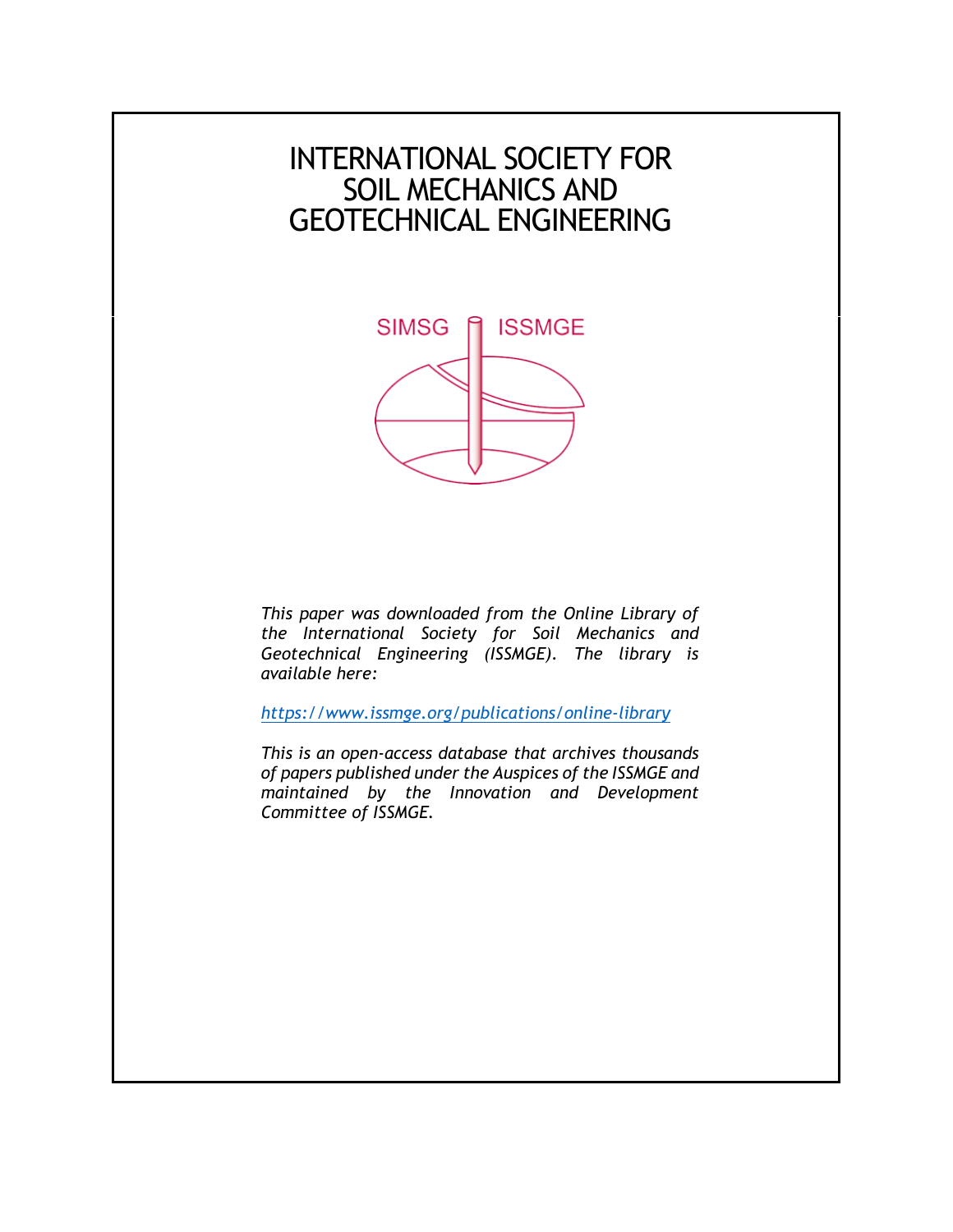# INTERNATIONAL SOCIETY FOR SOIL MECHANICS AND GEOTECHNICAL ENGINEERING

SIMSG ISSMGE

*This paper was downloaded from the Online Library of the International Society for Soil Mechanics and Geotechnical Engineering (ISSMGE). The library is available here:*

*https://www.issmge.org/publications/online-library*

*This is an open-access database that archives thousands of papers published under the Auspices of the ISSMGE and maintained by the Innovation and Development Committee of ISSMGE.*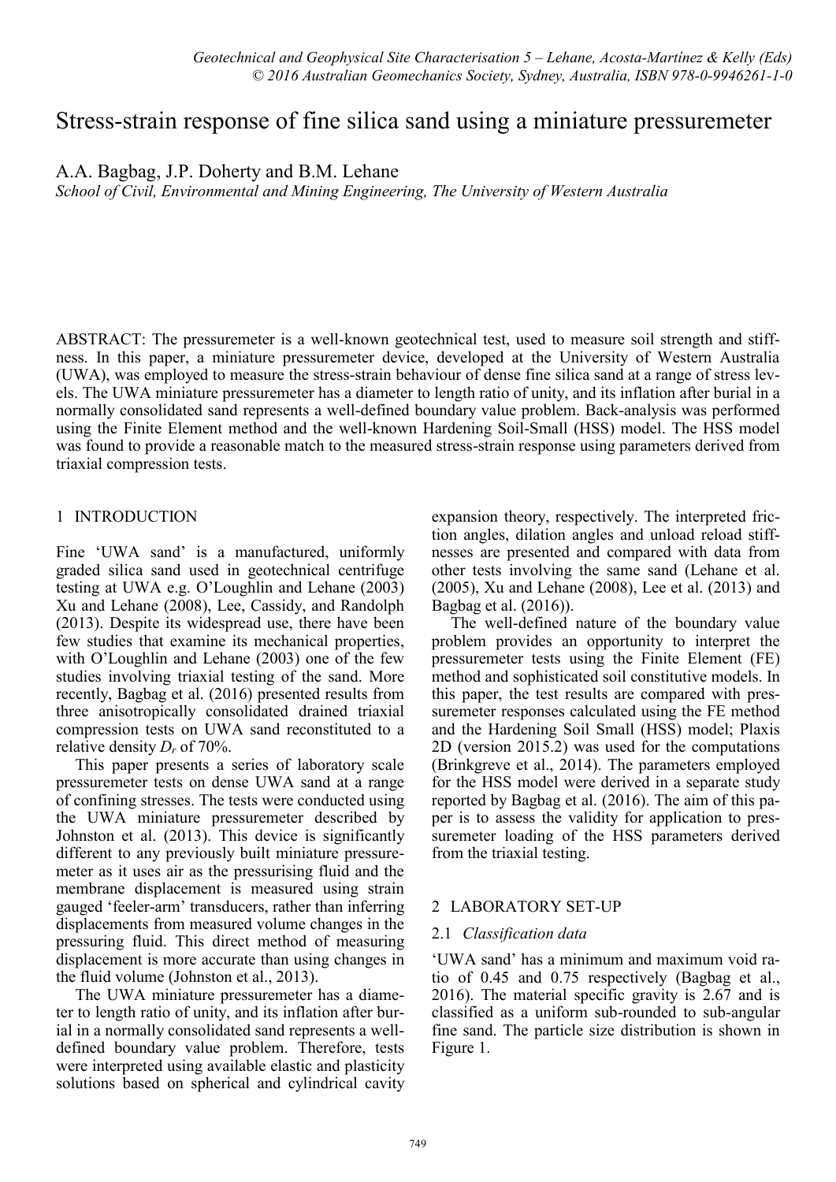# Stress-strain response of fine silica sand using a miniature pressuremeter

A.A. Bagbag, J.P. Doherty and B.M. Lehane

*School of Civil, Environmental and Mining Engineering, The University of Western Australia*

ABSTRACT: The pressuremeter is a well-known geotechnical test, used to measure soil strength and stiffness. In this paper, a miniature pressuremeter device, developed at the University of Western Australia (UWA), was employed to measure the stress-strain behaviour of dense fine silica sand at a range of stress levels. The UWA miniature pressuremeter has a diameter to length ratio of unity, and its inflation after burial in a normally consolidated sand represents a well-defined boundary value problem. Back-analysis was performed using the Finite Element method and the well-known Hardening Soil-Small (HSS) model. The HSS model was found to provide a reasonable match to the measured stress-strain response using parameters derived from triaxial compression tests.

## 1 INTRODUCTION

Fine 'UWA sand' is a manufactured, uniformly graded silica sand used in geotechnical centrifuge testing at UWA e.g. O'Loughlin and Lehane (2003) Xu and Lehane (2008), Lee, Cassidy, and Randolph (2013). Despite its widespread use, there have been few studies that examine its mechanical properties, with O'Loughlin and Lehane (2003) one of the few studies involving triaxial testing of the sand. More recently, Bagbag et al. (2016) presented results from three anisotropically consolidated drained triaxial compression tests on UWA sand reconstituted to a relative density $D_r$ of 70%.

This paper presents a series of laboratory scale pressuremeter tests on dense UWA sand at a range of confining stresses. The tests were conducted using the UWA miniature pressuremeter described by Johnston et al. (2013). This device is significantly different to any previously built miniature pressuremeter as it uses air as the pressurising fluid and the membrane displacement is measured using strain gauged 'feeler-arm' transducers, rather than inferring displacements from measured volume changes in the pressuring fluid. This direct method of measuring displacement is more accurate than using changes in the fluid volume (Johnston et al., 2013).

The UWA miniature pressuremeter has a diameter to length ratio of unity, and its inflation after burial in a normally consolidated sand represents a well-defined boundary value problem. Therefore, tests were interpreted using available elastic and plasticity solutions based on spherical and cylindrical cavity expansion theory, respectively. The interpreted friction angles, dilation angles and unload reload stiffnesses are presented and compared with data from other tests involving the same sand (Lehane et al. (2005), Xu and Lehane (2008), Lee et al. (2013) and Bagbag et al. (2016)).

The well-defined nature of the boundary value problem provides an opportunity to interpret the pressuremeter tests using the Finite Element (FE) method and sophisticated soil constitutive models. In this paper, the test results are compared with pressuremeter responses calculated using the FE method and the Hardening Soil Small (HSS) model; Plaxis 2D (version 2015.2) was used for the computations (Brinkgreve et al., 2014). The parameters employed for the HSS model were derived in a separate study reported by Bagbag et al. (2016). The aim of this paper is to assess the validity for application to pressuremeter loading of the HSS parameters derived from the triaxial testing.

## 2 LABORATORY SET-UP

### 2.1 *Classification data*

'UWA sand' has a minimum and maximum void ratio of 0.45 and 0.75 respectively (Bagbag et al., 2016). The material specific gravity is 2.67 and is classified as a uniform sub-rounded to sub-angular fine sand. The particle size distribution is shown in Figure 1.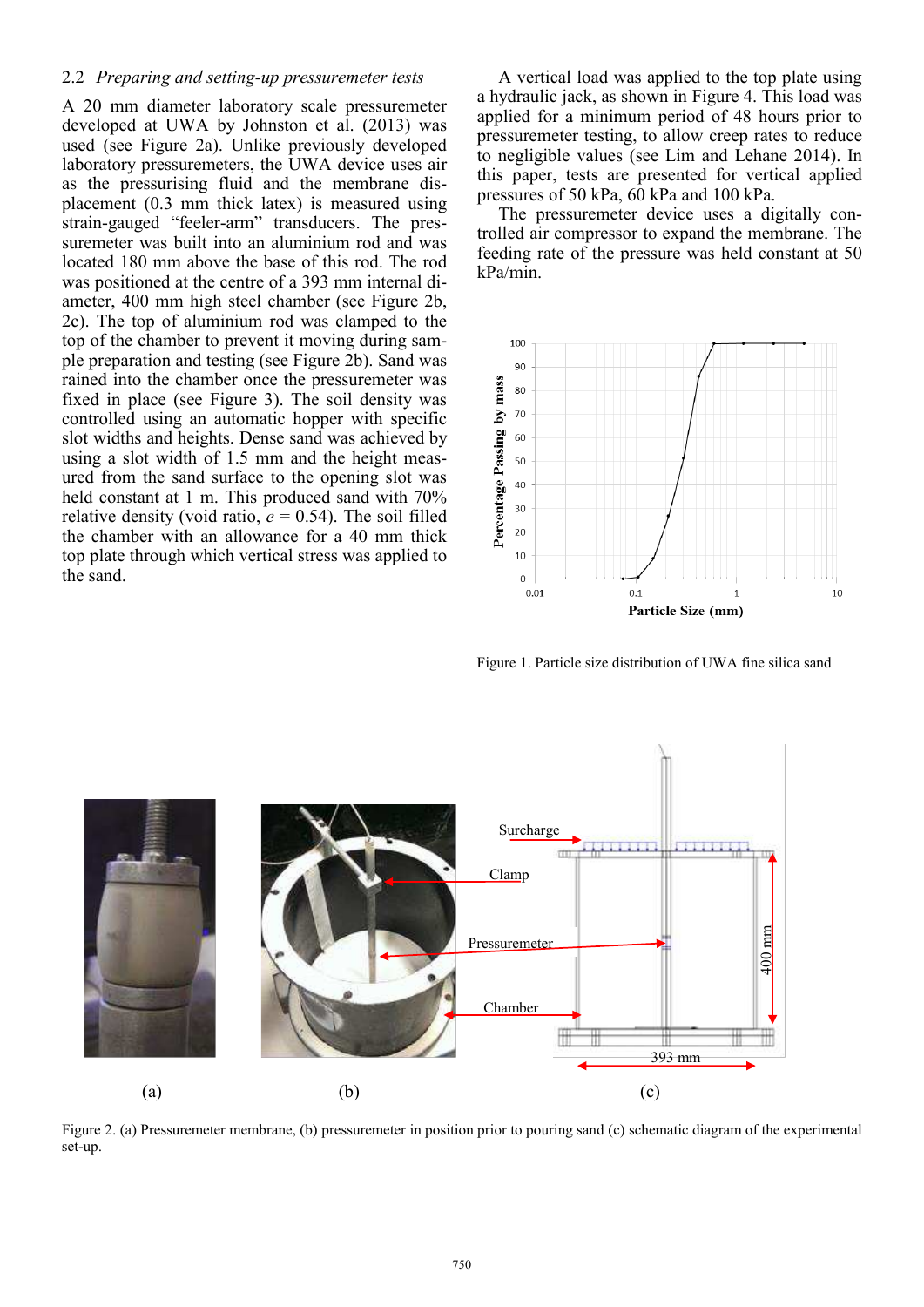### 2.2 *Preparing and setting-up pressuremeter tests*

A 20 mm diameter laboratory scale pressuremeter developed at UWA by Johnston et al. (2013) was used (see Figure 2a). Unlike previously developed laboratory pressuremeters, the UWA device uses air as the pressurising fluid and the membrane displacement (0.3 mm thick latex) is measured using strain-gauged "feeler-arm" transducers. The pressuremeter was built into an aluminium rod and was located 180 mm above the base of this rod. The rod was positioned at the centre of a 393 mm internal diameter, 400 mm high steel chamber (see Figure 2b, 2c). The top of aluminium rod was clamped to the top of the chamber to prevent it moving during sample preparation and testing (see Figure 2b). Sand was rained into the chamber once the pressuremeter was fixed in place (see Figure 3). The soil density was controlled using an automatic hopper with specific slot widths and heights. Dense sand was achieved by using a slot width of 1.5 mm and the height measured from the sand surface to the opening slot was held constant at 1 m. This produced sand with 70% relative density (void ratio, $e$ = 0.54). The soil filled the chamber with an allowance for a 40 mm thick top plate through which vertical stress was applied to the sand.

A vertical load was applied to the top plate using a hydraulic jack, as shown in Figure 4. This load was applied for a minimum period of 48 hours prior to pressuremeter testing, to allow creep rates to reduce to negligible values (see Lim and Lehane 2014). In this paper, tests are presented for vertical applied pressures of 50 kPa, 60 kPa and 100 kPa.

The pressuremeter device uses a digitally controlled air compressor to expand the membrane. The feeding rate of the pressure was held constant at 50 kPa/min.

Figure 1. Particle size distribution of UWA fine silica sand

Figure 2. (a) Pressuremeter membrane, (b) pressuremeter in position prior to pouring sand (c) schematic diagram of the experimental set-up.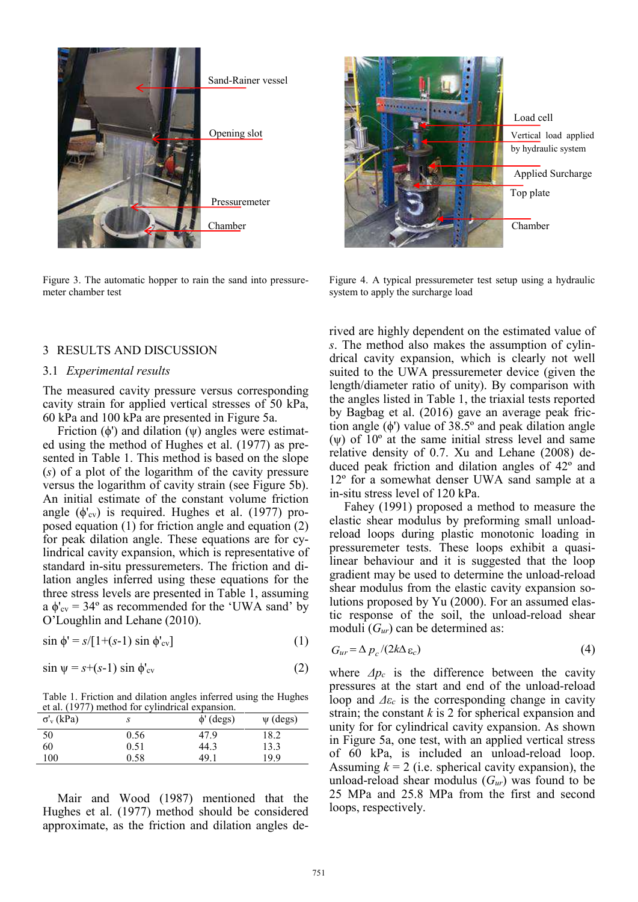Figure 3. The automatic hopper to rain the sand into pressuremeter chamber test

Figure 4. A typical pressuremeter test setup using a hydraulic system to apply the surcharge load

## 3 RESULTS AND DISCUSSION

### 3.1 *Experimental results*

The measured cavity pressure versus corresponding cavity strain for applied vertical stresses of 50 kPa, 60 kPa and 100 kPa are presented in Figure 5a.

Friction ($\phi'$) and dilation ($\psi$) angles were estimated using the method of Hughes et al. (1977) as presented in Table 1. This method is based on the slope ($s$) of a plot of the logarithm of the cavity pressure versus the logarithm of cavity strain (see Figure 5b). An initial estimate of the constant volume friction angle ($\phi'_{cv}$) is required. Hughes et al. (1977) proposed equation (1) for friction angle and equation (2) for peak dilation angle. These equations are for cylindrical cavity expansion, which is representative of standard in-situ pressuremeters. The friction and dilation angles inferred using these equations for the three stress levels are presented in Table 1, assuming a $\phi'_{cv}$ = 34º as recommended for the 'UWA sand' by O'Loughlin and Lehane (2010).

$$\sin \phi' = s/[1+(s-1) \sin \phi'_{cv}] \tag{1}$$

$$\sin \psi = s+(s-1) \sin \phi'_{cv} \tag{2}$$

Table 1. Friction and dilation angles inferred using the Hughes et al. (1977) method for cylindrical expansion.

| $\sigma'_v$ (kPa) | $s$ | $\phi'$ (degs) | $\psi$ (degs) |
|---|---|---|---|
| 50 | 0.56 | 47.9 | 18.2 |
| 60 | 0.51 | 44.3 | 13.3 |
| 100 | 0.58 | 49.1 | 19.9 |

Mair and Wood (1987) mentioned that the Hughes et al. (1977) method should be considered approximate, as the friction and dilation angles derived are highly dependent on the estimated value of $s$. The method also makes the assumption of cylindrical cavity expansion, which is clearly not well suited to the UWA pressuremeter device (given the length/diameter ratio of unity). By comparison with the angles listed in Table 1, the triaxial tests reported by Bagbag et al. (2016) gave an average peak friction angle ($\phi'$) value of 38.5º and peak dilation angle ($\psi$) of 10º at the same initial stress level and same relative density of 0.7. Xu and Lehane (2008) deduced peak friction and dilation angles of 42º and 12º for a somewhat denser UWA sand sample at a in-situ stress level of 120 kPa.

Fahey (1991) proposed a method to measure the elastic shear modulus by preforming small unload-reload loops during plastic monotonic loading in pressuremeter tests. These loops exhibit a quasi-linear behaviour and it is suggested that the loop gradient may be used to determine the unload-reload shear modulus from the elastic cavity expansion solutions proposed by Yu (2000). For an assumed elastic response of the soil, the unload-reload shear moduli ($G_{ur}$) can be determined as:

$$G_{ur} = \Delta p_c/(2k\Delta \varepsilon_c) \tag{4}$$

where $\Delta p_c$ is the difference between the cavity pressures at the start and end of the unload-reload loop and $\Delta \varepsilon_c$ is the corresponding change in cavity strain; the constant $k$ is 2 for spherical expansion and unity for for cylindrical cavity expansion. As shown in Figure 5a, one test, with an applied vertical stress of 60 kPa, is included an unload-reload loop. Assuming $k$ = 2 (i.e. spherical cavity expansion), the unload-reload shear modulus ($G_{ur}$) was found to be 25 MPa and 25.8 MPa from the first and second loops, respectively.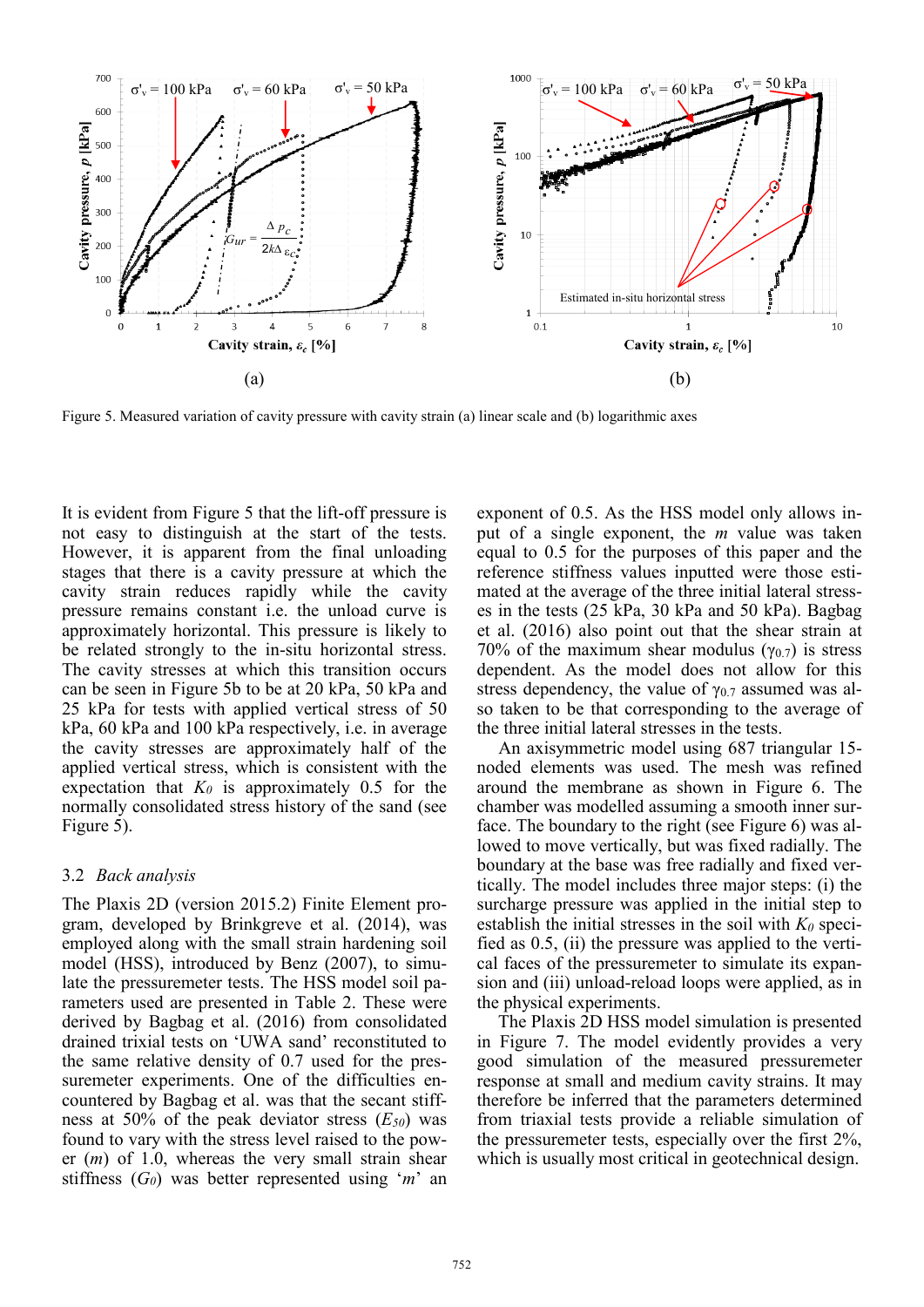Figure 5. Measured variation of cavity pressure with cavity strain (a) linear scale and (b) logarithmic axes

It is evident from Figure 5 that the lift-off pressure is not easy to distinguish at the start of the tests. However, it is apparent from the final unloading stages that there is a cavity pressure at which the cavity strain reduces rapidly while the cavity pressure remains constant i.e. the unload curve is approximately horizontal. This pressure is likely to be related strongly to the in-situ horizontal stress. The cavity stresses at which this transition occurs can be seen in Figure 5b to be at 20 kPa, 50 kPa and 25 kPa for tests with applied vertical stress of 50 kPa, 60 kPa and 100 kPa respectively, i.e. in average the cavity stresses are approximately half of the applied vertical stress, which is consistent with the expectation that $K_0$ is approximately 0.5 for the normally consolidated stress history of the sand (see Figure 5).

### 3.2 *Back analysis*

The Plaxis 2D (version 2015.2) Finite Element program, developed by Brinkgreve et al. (2014), was employed along with the small strain hardening soil model (HSS), introduced by Benz (2007), to simulate the pressuremeter tests. The HSS model soil parameters used are presented in Table 2. These were derived by Bagbag et al. (2016) from consolidated drained trixial tests on 'UWA sand' reconstituted to the same relative density of 0.7 used for the pressuremeter experiments. One of the difficulties encountered by Bagbag et al. was that the secant stiffness at 50% of the peak deviator stress ($E_{50}$) was found to vary with the stress level raised to the power ($m$) of 1.0, whereas the very small strain shear stiffness ($G_0$) was better represented using '$m$' an exponent of 0.5. As the HSS model only allows input of a single exponent, the $m$ value was taken equal to 0.5 for the purposes of this paper and the reference stiffness values inputted were those estimated at the average of the three initial lateral stresses in the tests (25 kPa, 30 kPa and 50 kPa). Bagbag et al. (2016) also point out that the shear strain at 70% of the maximum shear modulus ($\gamma_{0.7}$) is stress dependent. As the model does not allow for this stress dependency, the value of $\gamma_{0.7}$ assumed was also taken to be that corresponding to the average of the three initial lateral stresses in the tests.

An axisymmetric model using 687 triangular 15-noded elements was used. The mesh was refined around the membrane as shown in Figure 6. The chamber was modelled assuming a smooth inner surface. The boundary to the right (see Figure 6) was allowed to move vertically, but was fixed radially. The boundary at the base was free radially and fixed vertically. The model includes three major steps: (i) the surcharge pressure was applied in the initial step to establish the initial stresses in the soil with $K_0$ specified as 0.5, (ii) the pressure was applied to the vertical faces of the pressuremeter to simulate its expansion and (iii) unload-reload loops were applied, as in the physical experiments.

The Plaxis 2D HSS model simulation is presented in Figure 7. The model evidently provides a very good simulation of the measured pressuremeter response at small and medium cavity strains. It may therefore be inferred that the parameters determined from triaxial tests provide a reliable simulation of the pressuremeter tests, especially over the first 2%, which is usually most critical in geotechnical design.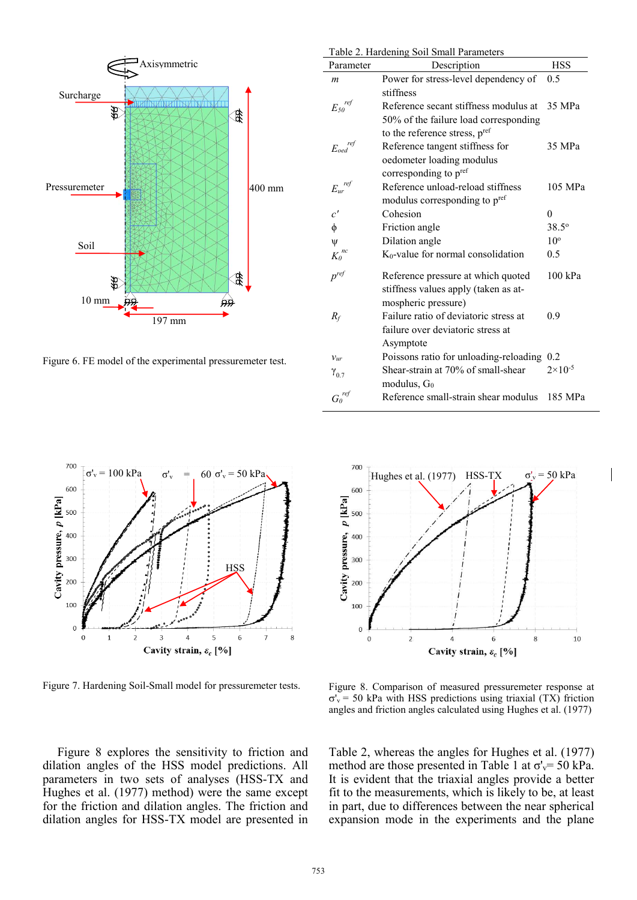Figure 6. FE model of the experimental pressuremeter test.

Table 2. Hardening Soil Small Parameters

| Parameter | Description | HSS |
|---|---|---|
| $m$ | Power for stress-level dependency of stiffness | 0.5 |
| $E_{50}^{ref}$ | Reference secant stiffness modulus at 50% of the failure load corresponding to the reference stress, $p^{ref}$ | 35 MPa |
| $E_{oed}^{ref}$ | Reference tangent stiffness for oedometer loading modulus corresponding to $p^{ref}$ | 35 MPa |
| $E_{ur}^{ref}$ | Reference unload-reload stiffness modulus corresponding to $p^{ref}$ | 105 MPa |
| $c'$ | Cohesion | 0 |
| $\phi$ | Friction angle | 38.5° |
| $\psi$ | Dilation angle | 10° |
| $K_0^{nc}$ | $K_0$-value for normal consolidation | 0.5 |
| $p^{ref}$ | Reference pressure at which quoted stiffness values apply (taken as atmospheric pressure) | 100 kPa |
| $R_f$ | Failure ratio of deviatoric stress at failure over deviatoric stress at Asymptote | 0.9 |
| $\nu_{ur}$ | Poissons ratio for unloading-reloading | 0.2 |
| $\gamma_{0.7}$ | Shear-strain at 70% of small-shear modulus, $G_0$ | $2\times10^{-5}$ |
| $G_0^{ref}$ | Reference small-strain shear modulus | 185 MPa |

Figure 7. Hardening Soil-Small model for pressuremeter tests.

Figure 8. Comparison of measured pressuremeter response at $\sigma'_v$ = 50 kPa with HSS predictions using triaxial (TX) friction angles and friction angles calculated using Hughes et al. (1977)

Figure 8 explores the sensitivity to friction and dilation angles of the HSS model predictions. All parameters in two sets of analyses (HSS-TX and Hughes et al. (1977) method) were the same except for the friction and dilation angles. The friction and dilation angles for HSS-TX model are presented in Table 2, whereas the angles for Hughes et al. (1977) method are those presented in Table 1 at $\sigma'_v$= 50 kPa. It is evident that the triaxial angles provide a better fit to the measurements, which is likely to be, at least in part, due to differences between the near spherical expansion mode in the experiments and the plane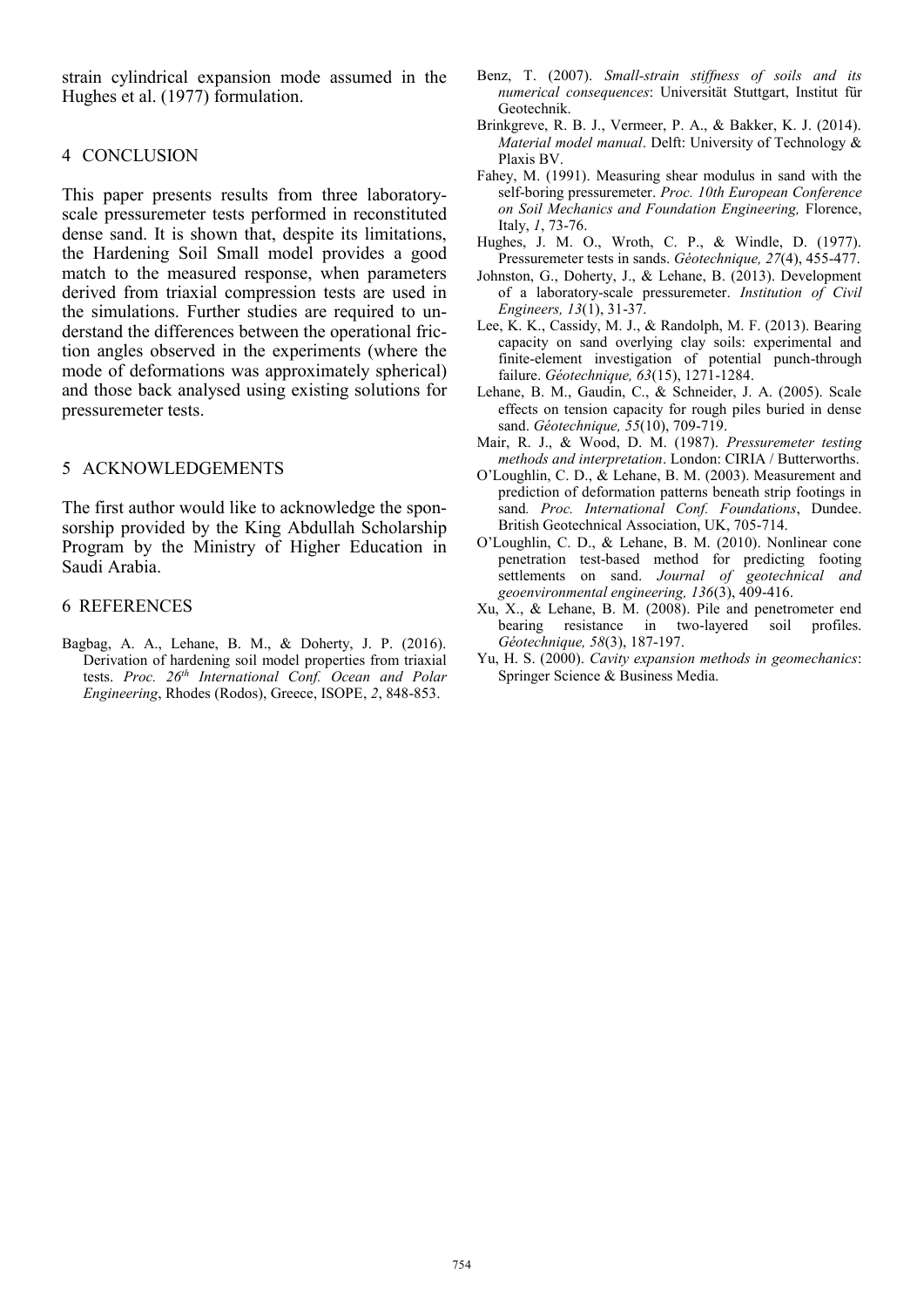strain cylindrical expansion mode assumed in the Hughes et al. (1977) formulation.

## 4 CONCLUSION

This paper presents results from three laboratory-scale pressuremeter tests performed in reconstituted dense sand. It is shown that, despite its limitations, the Hardening Soil Small model provides a good match to the measured response, when parameters derived from triaxial compression tests are used in the simulations. Further studies are required to understand the differences between the operational friction angles observed in the experiments (where the mode of deformations was approximately spherical) and those back analysed using existing solutions for pressuremeter tests.

## 5 ACKNOWLEDGEMENTS

The first author would like to acknowledge the sponsorship provided by the King Abdullah Scholarship Program by the Ministry of Higher Education in Saudi Arabia.

## 6 REFERENCES

Bagbag, A. A., Lehane, B. M., & Doherty, J. P. (2016). Derivation of hardening soil model properties from triaxial tests. *Proc. 26th International Conf. Ocean and Polar Engineering*, Rhodes (Rodos), Greece, ISOPE, *2*, 848-853.

Benz, T. (2007). *Small-strain stiffness of soils and its numerical consequences*: Universität Stuttgart, Institut für Geotechnik.

Brinkgreve, R. B. J., Vermeer, P. A., & Bakker, K. J. (2014). *Material model manual*. Delft: University of Technology & Plaxis BV.

Fahey, M. (1991). Measuring shear modulus in sand with the self-boring pressuremeter. *Proc. 10th European Conference on Soil Mechanics and Foundation Engineering,* Florence, Italy, *1*, 73-76.

Hughes, J. M. O., Wroth, C. P., & Windle, D. (1977). Pressuremeter tests in sands. *Géotechnique, 27*(4), 455-477.

Johnston, G., Doherty, J., & Lehane, B. (2013). Development of a laboratory-scale pressuremeter. *Institution of Civil Engineers, 13*(1), 31-37.

Lee, K. K., Cassidy, M. J., & Randolph, M. F. (2013). Bearing capacity on sand overlying clay soils: experimental and finite-element investigation of potential punch-through failure. *Géotechnique, 63*(15), 1271-1284.

Lehane, B. M., Gaudin, C., & Schneider, J. A. (2005). Scale effects on tension capacity for rough piles buried in dense sand. *Géotechnique, 55*(10), 709-719.

Mair, R. J., & Wood, D. M. (1987). *Pressuremeter testing methods and interpretation*. London: CIRIA / Butterworths.

O'Loughlin, C. D., & Lehane, B. M. (2003). Measurement and prediction of deformation patterns beneath strip footings in sand*. Proc. International Conf. Foundations*, Dundee. British Geotechnical Association, UK, 705-714.

O'Loughlin, C. D., & Lehane, B. M. (2010). Nonlinear cone penetration test-based method for predicting footing settlements on sand. *Journal of geotechnical and geoenvironmental engineering, 136*(3), 409-416.

Xu, X., & Lehane, B. M. (2008). Pile and penetrometer end bearing resistance in two-layered soil profiles. *Géotechnique, 58*(3), 187-197.

Yu, H. S. (2000). *Cavity expansion methods in geomechanics*: Springer Science & Business Media.